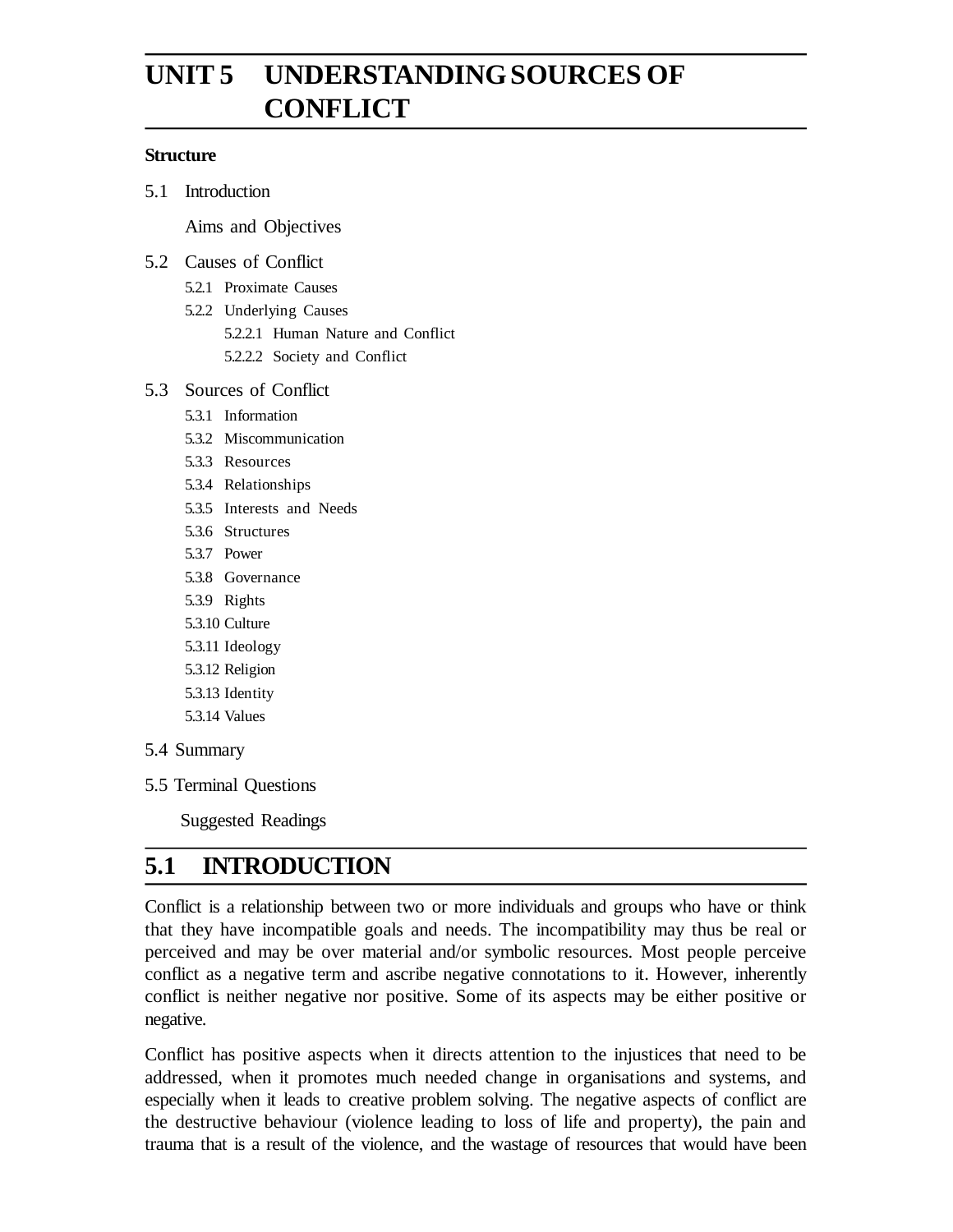# UNIT 5 UNDERSTANDING SOURCES OF CONFLICT

**Structure**

5.1 Introduction

Aims and Objectives

5.2 Causes of Conflict

- 5.2.1 Proximate Causes
- 5.2.2 Underlying Causes
  - 5.2.2.1 Human Nature and Conflict
  - 5.2.2.2 Society and Conflict

5.3 Sources of Conflict

- 5.3.1 Information
- 5.3.2 Miscommunication
- 5.3.3 Resources
- 5.3.4 Relationships
- 5.3.5 Interests and Needs
- 5.3.6 Structures
- 5.3.7 Power
- 5.3.8 Governance
- 5.3.9 Rights
- 5.3.10 Culture
- 5.3.11 Ideology
- 5.3.12 Religion
- 5.3.13 Identity
- 5.3.14 Values

5.4 Summary

5.5 Terminal Questions

Suggested Readings

## 5.1 INTRODUCTION

Conflict is a relationship between two or more individuals and groups who have or think that they have incompatible goals and needs. The incompatibility may thus be real or perceived and may be over material and/or symbolic resources. Most people perceive conflict as a negative term and ascribe negative connotations to it. However, inherently conflict is neither negative nor positive. Some of its aspects may be either positive or negative.

Conflict has positive aspects when it directs attention to the injustices that need to be addressed, when it promotes much needed change in organisations and systems, and especially when it leads to creative problem solving. The negative aspects of conflict are the destructive behaviour (violence leading to loss of life and property), the pain and trauma that is a result of the violence, and the wastage of resources that would have been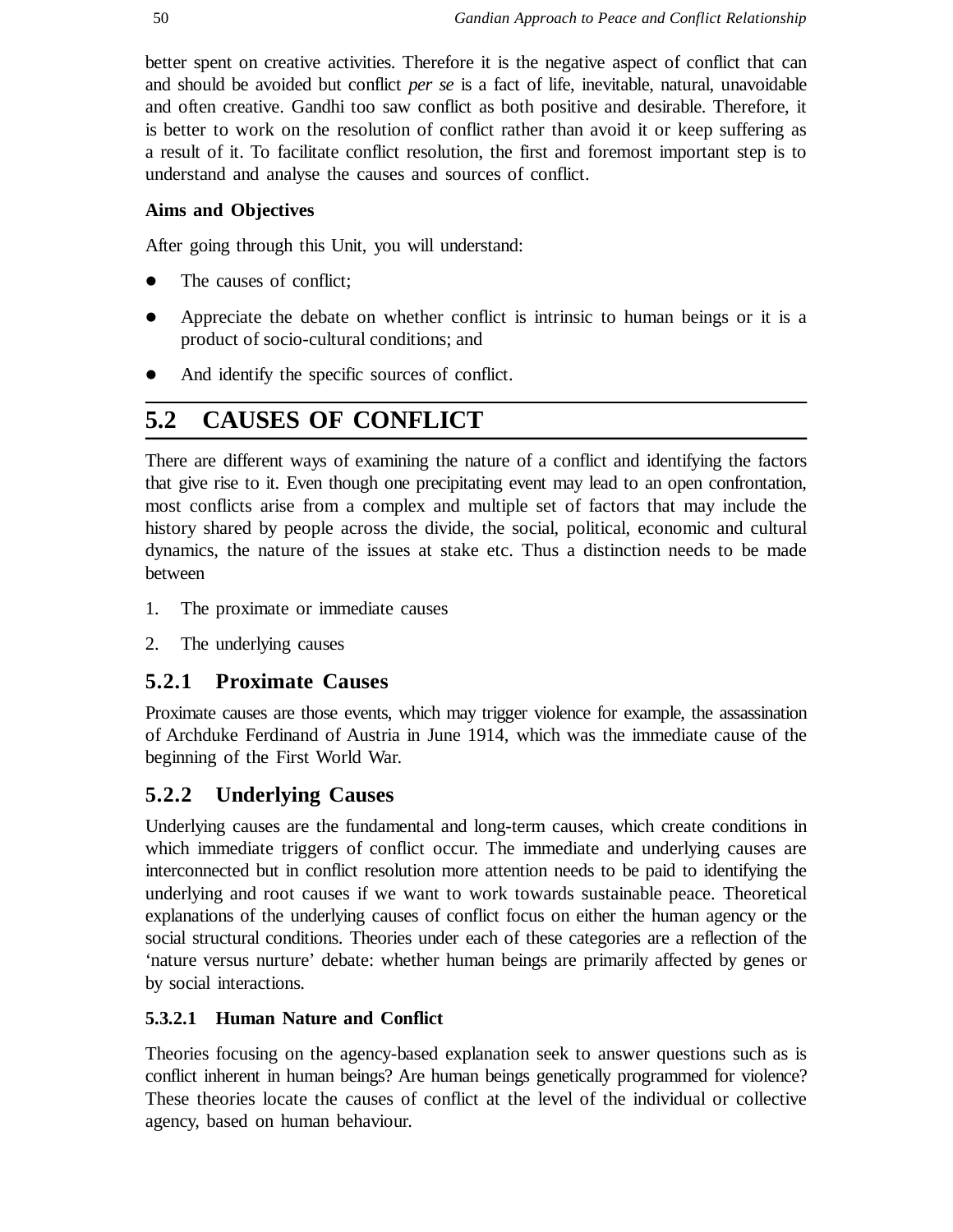better spent on creative activities. Therefore it is the negative aspect of conflict that can and should be avoided but conflict *per se* is a fact of life, inevitable, natural, unavoidable and often creative. Gandhi too saw conflict as both positive and desirable. Therefore, it is better to work on the resolution of conflict rather than avoid it or keep suffering as a result of it. To facilitate conflict resolution, the first and foremost important step is to understand and analyse the causes and sources of conflict.

**Aims and Objectives**

After going through this Unit, you will understand:

- The causes of conflict;
- Appreciate the debate on whether conflict is intrinsic to human beings or it is a product of socio-cultural conditions; and
- And identify the specific sources of conflict.

## 5.2 CAUSES OF CONFLICT

There are different ways of examining the nature of a conflict and identifying the factors that give rise to it. Even though one precipitating event may lead to an open confrontation, most conflicts arise from a complex and multiple set of factors that may include the history shared by people across the divide, the social, political, economic and cultural dynamics, the nature of the issues at stake etc. Thus a distinction needs to be made between

1. The proximate or immediate causes
2. The underlying causes

### 5.2.1 Proximate Causes

Proximate causes are those events, which may trigger violence for example, the assassination of Archduke Ferdinand of Austria in June 1914, which was the immediate cause of the beginning of the First World War.

### 5.2.2 Underlying Causes

Underlying causes are the fundamental and long-term causes, which create conditions in which immediate triggers of conflict occur. The immediate and underlying causes are interconnected but in conflict resolution more attention needs to be paid to identifying the underlying and root causes if we want to work towards sustainable peace. Theoretical explanations of the underlying causes of conflict focus on either the human agency or the social structural conditions. Theories under each of these categories are a reflection of the 'nature versus nurture' debate: whether human beings are primarily affected by genes or by social interactions.

#### 5.3.2.1 Human Nature and Conflict

Theories focusing on the agency-based explanation seek to answer questions such as is conflict inherent in human beings? Are human beings genetically programmed for violence? These theories locate the causes of conflict at the level of the individual or collective agency, based on human behaviour.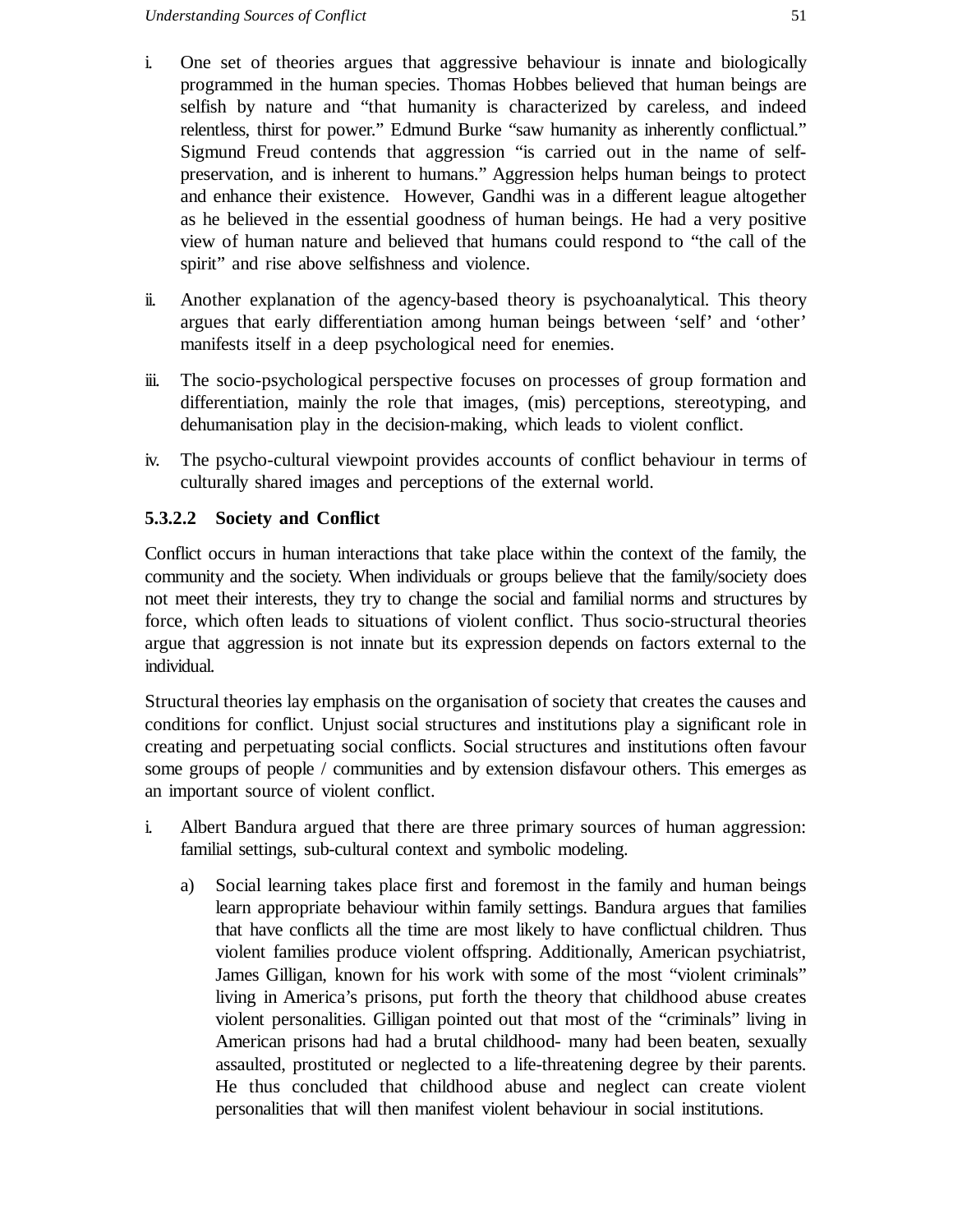i. One set of theories argues that aggressive behaviour is innate and biologically programmed in the human species. Thomas Hobbes believed that human beings are selfish by nature and "that humanity is characterized by careless, and indeed relentless, thirst for power." Edmund Burke "saw humanity as inherently conflictual." Sigmund Freud contends that aggression "is carried out in the name of self-preservation, and is inherent to humans." Aggression helps human beings to protect and enhance their existence. However, Gandhi was in a different league altogether as he believed in the essential goodness of human beings. He had a very positive view of human nature and believed that humans could respond to "the call of the spirit" and rise above selfishness and violence.

ii. Another explanation of the agency-based theory is psychoanalytical. This theory argues that early differentiation among human beings between 'self' and 'other' manifests itself in a deep psychological need for enemies.

iii. The socio-psychological perspective focuses on processes of group formation and differentiation, mainly the role that images, (mis) perceptions, stereotyping, and dehumanisation play in the decision-making, which leads to violent conflict.

iv. The psycho-cultural viewpoint provides accounts of conflict behaviour in terms of culturally shared images and perceptions of the external world.

#### 5.3.2.2 Society and Conflict

Conflict occurs in human interactions that take place within the context of the family, the community and the society. When individuals or groups believe that the family/society does not meet their interests, they try to change the social and familial norms and structures by force, which often leads to situations of violent conflict. Thus socio-structural theories argue that aggression is not innate but its expression depends on factors external to the individual.

Structural theories lay emphasis on the organisation of society that creates the causes and conditions for conflict. Unjust social structures and institutions play a significant role in creating and perpetuating social conflicts. Social structures and institutions often favour some groups of people / communities and by extension disfavour others. This emerges as an important source of violent conflict.

i. Albert Bandura argued that there are three primary sources of human aggression: familial settings, sub-cultural context and symbolic modeling.

   a) Social learning takes place first and foremost in the family and human beings learn appropriate behaviour within family settings. Bandura argues that families that have conflicts all the time are most likely to have conflictual children. Thus violent families produce violent offspring. Additionally, American psychiatrist, James Gilligan, known for his work with some of the most "violent criminals" living in America's prisons, put forth the theory that childhood abuse creates violent personalities. Gilligan pointed out that most of the "criminals" living in American prisons had had a brutal childhood- many had been beaten, sexually assaulted, prostituted or neglected to a life-threatening degree by their parents. He thus concluded that childhood abuse and neglect can create violent personalities that will then manifest violent behaviour in social institutions.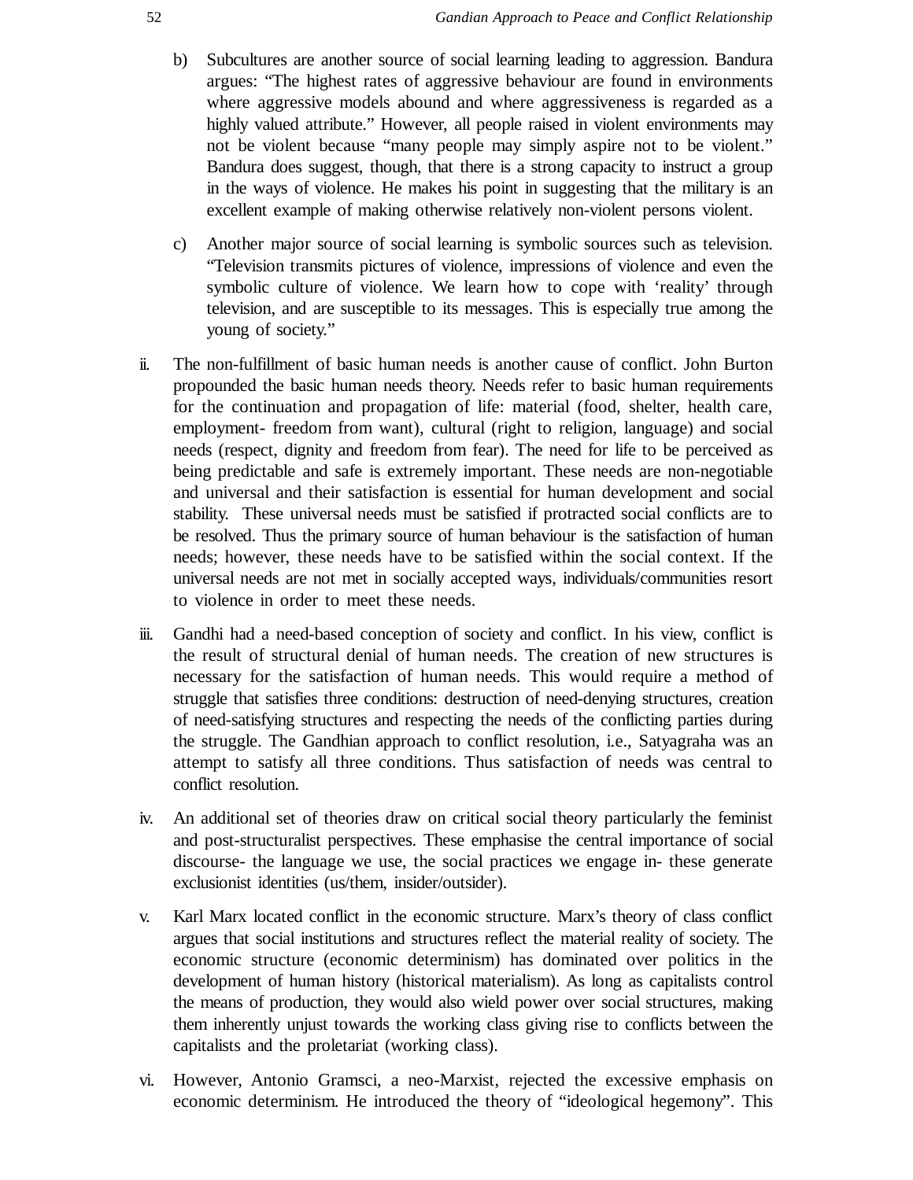b) Subcultures are another source of social learning leading to aggression. Bandura argues: "The highest rates of aggressive behaviour are found in environments where aggressive models abound and where aggressiveness is regarded as a highly valued attribute." However, all people raised in violent environments may not be violent because "many people may simply aspire not to be violent." Bandura does suggest, though, that there is a strong capacity to instruct a group in the ways of violence. He makes his point in suggesting that the military is an excellent example of making otherwise relatively non-violent persons violent.

c) Another major source of social learning is symbolic sources such as television. "Television transmits pictures of violence, impressions of violence and even the symbolic culture of violence. We learn how to cope with 'reality' through television, and are susceptible to its messages. This is especially true among the young of society."

ii. The non-fulfillment of basic human needs is another cause of conflict. John Burton propounded the basic human needs theory. Needs refer to basic human requirements for the continuation and propagation of life: material (food, shelter, health care, employment- freedom from want), cultural (right to religion, language) and social needs (respect, dignity and freedom from fear). The need for life to be perceived as being predictable and safe is extremely important. These needs are non-negotiable and universal and their satisfaction is essential for human development and social stability. These universal needs must be satisfied if protracted social conflicts are to be resolved. Thus the primary source of human behaviour is the satisfaction of human needs; however, these needs have to be satisfied within the social context. If the universal needs are not met in socially accepted ways, individuals/communities resort to violence in order to meet these needs.

iii. Gandhi had a need-based conception of society and conflict. In his view, conflict is the result of structural denial of human needs. The creation of new structures is necessary for the satisfaction of human needs. This would require a method of struggle that satisfies three conditions: destruction of need-denying structures, creation of need-satisfying structures and respecting the needs of the conflicting parties during the struggle. The Gandhian approach to conflict resolution, i.e., Satyagraha was an attempt to satisfy all three conditions. Thus satisfaction of needs was central to conflict resolution.

iv. An additional set of theories draw on critical social theory particularly the feminist and post-structuralist perspectives. These emphasise the central importance of social discourse- the language we use, the social practices we engage in- these generate exclusionist identities (us/them, insider/outsider).

v. Karl Marx located conflict in the economic structure. Marx's theory of class conflict argues that social institutions and structures reflect the material reality of society. The economic structure (economic determinism) has dominated over politics in the development of human history (historical materialism). As long as capitalists control the means of production, they would also wield power over social structures, making them inherently unjust towards the working class giving rise to conflicts between the capitalists and the proletariat (working class).

vi. However, Antonio Gramsci, a neo-Marxist, rejected the excessive emphasis on economic determinism. He introduced the theory of "ideological hegemony". This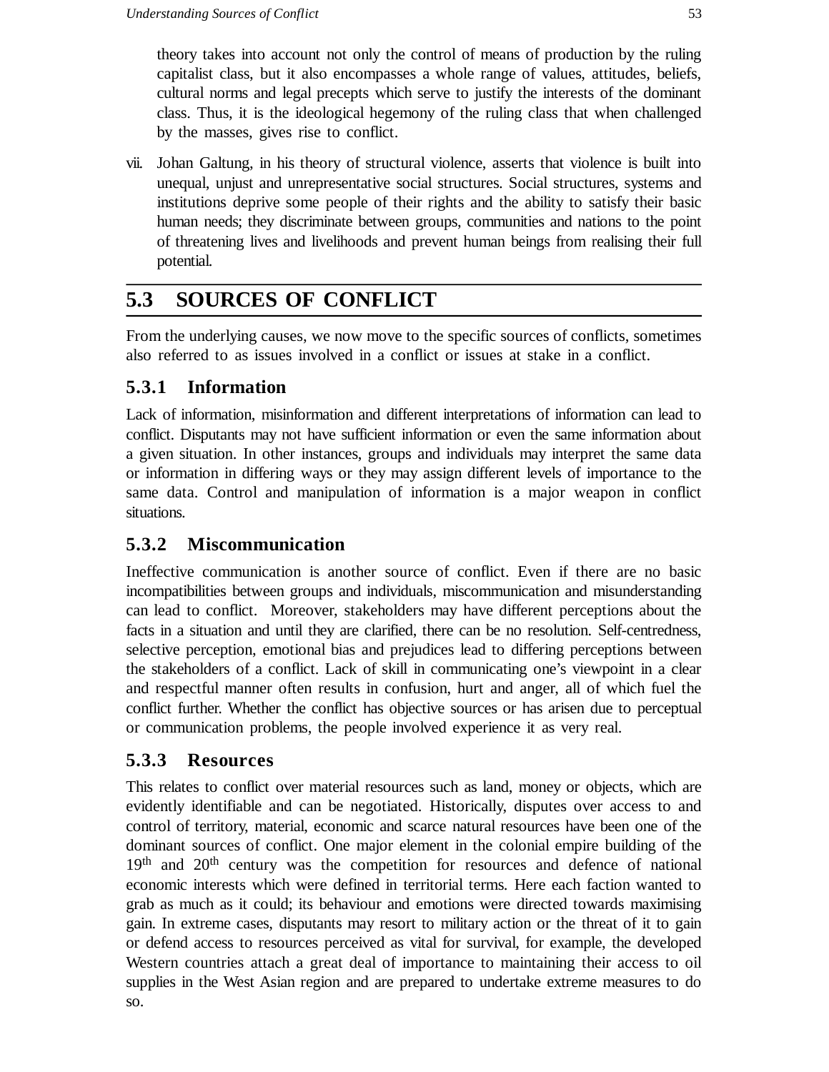theory takes into account not only the control of means of production by the ruling capitalist class, but it also encompasses a whole range of values, attitudes, beliefs, cultural norms and legal precepts which serve to justify the interests of the dominant class. Thus, it is the ideological hegemony of the ruling class that when challenged by the masses, gives rise to conflict.

vii. Johan Galtung, in his theory of structural violence, asserts that violence is built into unequal, unjust and unrepresentative social structures. Social structures, systems and institutions deprive some people of their rights and the ability to satisfy their basic human needs; they discriminate between groups, communities and nations to the point of threatening lives and livelihoods and prevent human beings from realising their full potential.

## 5.3 SOURCES OF CONFLICT

From the underlying causes, we now move to the specific sources of conflicts, sometimes also referred to as issues involved in a conflict or issues at stake in a conflict.

### 5.3.1 Information

Lack of information, misinformation and different interpretations of information can lead to conflict. Disputants may not have sufficient information or even the same information about a given situation. In other instances, groups and individuals may interpret the same data or information in differing ways or they may assign different levels of importance to the same data. Control and manipulation of information is a major weapon in conflict situations.

### 5.3.2 Miscommunication

Ineffective communication is another source of conflict. Even if there are no basic incompatibilities between groups and individuals, miscommunication and misunderstanding can lead to conflict. Moreover, stakeholders may have different perceptions about the facts in a situation and until they are clarified, there can be no resolution. Self-centredness, selective perception, emotional bias and prejudices lead to differing perceptions between the stakeholders of a conflict. Lack of skill in communicating one's viewpoint in a clear and respectful manner often results in confusion, hurt and anger, all of which fuel the conflict further. Whether the conflict has objective sources or has arisen due to perceptual or communication problems, the people involved experience it as very real.

### 5.3.3 Resources

This relates to conflict over material resources such as land, money or objects, which are evidently identifiable and can be negotiated. Historically, disputes over access to and control of territory, material, economic and scarce natural resources have been one of the dominant sources of conflict. One major element in the colonial empire building of the 19th and 20th century was the competition for resources and defence of national economic interests which were defined in territorial terms. Here each faction wanted to grab as much as it could; its behaviour and emotions were directed towards maximising gain. In extreme cases, disputants may resort to military action or the threat of it to gain or defend access to resources perceived as vital for survival, for example, the developed Western countries attach a great deal of importance to maintaining their access to oil supplies in the West Asian region and are prepared to undertake extreme measures to do so.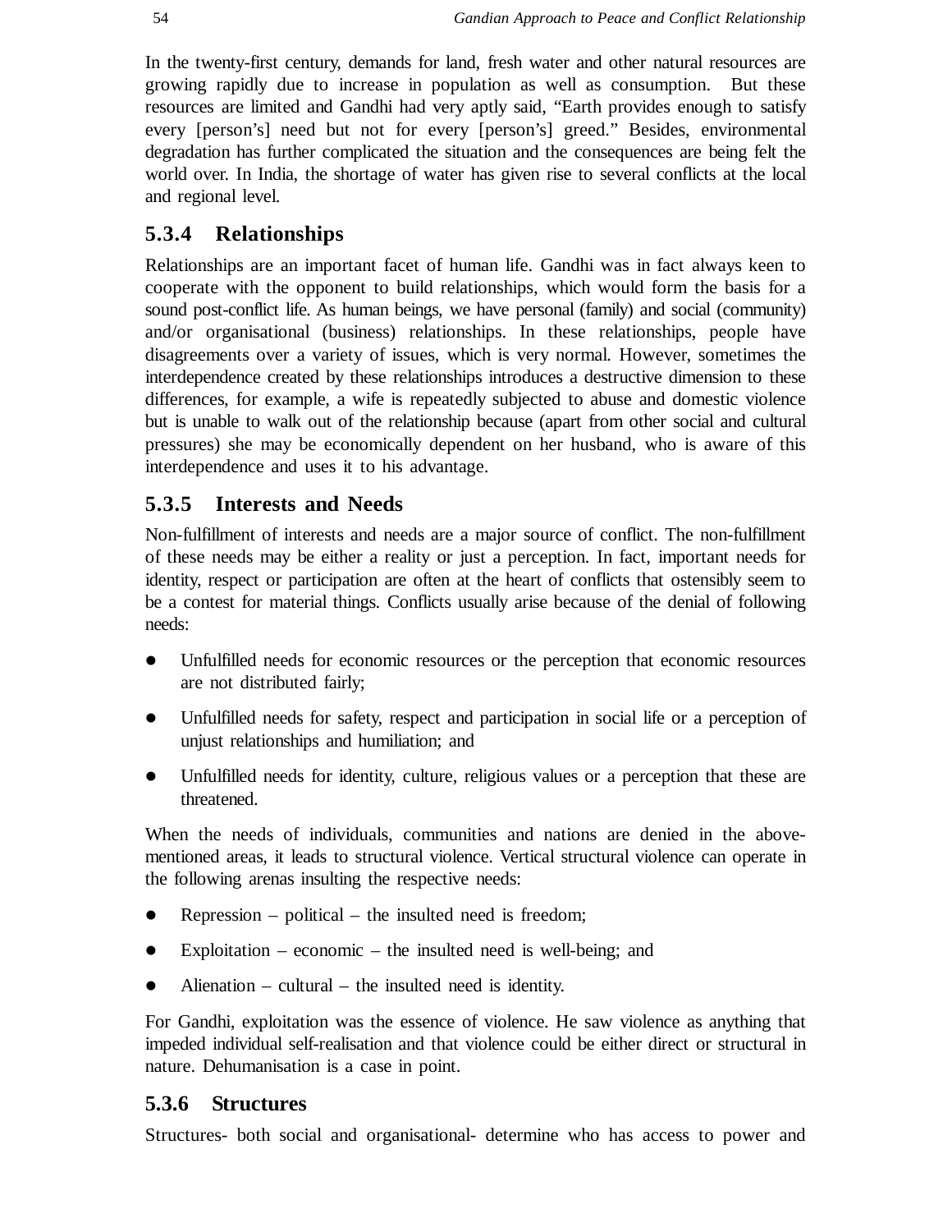In the twenty-first century, demands for land, fresh water and other natural resources are growing rapidly due to increase in population as well as consumption. But these resources are limited and Gandhi had very aptly said, "Earth provides enough to satisfy every [person's] need but not for every [person's] greed." Besides, environmental degradation has further complicated the situation and the consequences are being felt the world over. In India, the shortage of water has given rise to several conflicts at the local and regional level.

### 5.3.4 Relationships

Relationships are an important facet of human life. Gandhi was in fact always keen to cooperate with the opponent to build relationships, which would form the basis for a sound post-conflict life. As human beings, we have personal (family) and social (community) and/or organisational (business) relationships. In these relationships, people have disagreements over a variety of issues, which is very normal. However, sometimes the interdependence created by these relationships introduces a destructive dimension to these differences, for example, a wife is repeatedly subjected to abuse and domestic violence but is unable to walk out of the relationship because (apart from other social and cultural pressures) she may be economically dependent on her husband, who is aware of this interdependence and uses it to his advantage.

### 5.3.5 Interests and Needs

Non-fulfillment of interests and needs are a major source of conflict. The non-fulfillment of these needs may be either a reality or just a perception. In fact, important needs for identity, respect or participation are often at the heart of conflicts that ostensibly seem to be a contest for material things. Conflicts usually arise because of the denial of following needs:

- Unfulfilled needs for economic resources or the perception that economic resources are not distributed fairly;
- Unfulfilled needs for safety, respect and participation in social life or a perception of unjust relationships and humiliation; and
- Unfulfilled needs for identity, culture, religious values or a perception that these are threatened.

When the needs of individuals, communities and nations are denied in the above-mentioned areas, it leads to structural violence. Vertical structural violence can operate in the following arenas insulting the respective needs:

- Repression – political – the insulted need is freedom;
- Exploitation – economic – the insulted need is well-being; and
- Alienation – cultural – the insulted need is identity.

For Gandhi, exploitation was the essence of violence. He saw violence as anything that impeded individual self-realisation and that violence could be either direct or structural in nature. Dehumanisation is a case in point.

### 5.3.6 Structures

Structures- both social and organisational- determine who has access to power and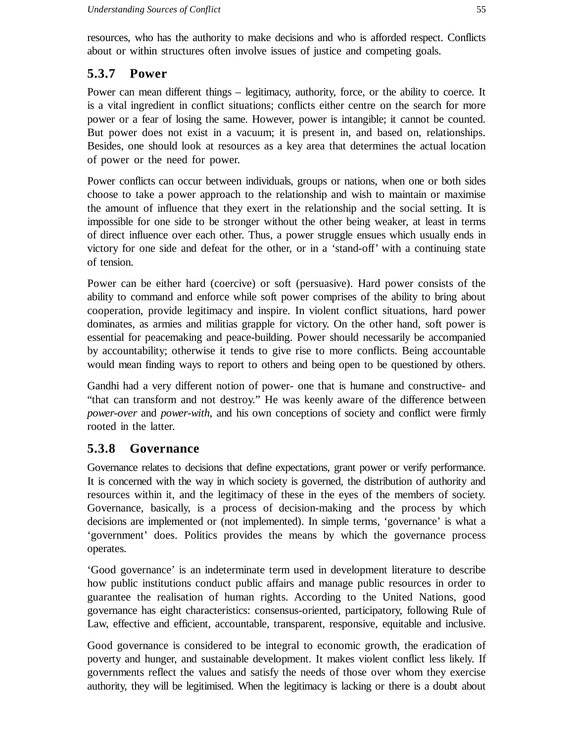resources, who has the authority to make decisions and who is afforded respect. Conflicts about or within structures often involve issues of justice and competing goals.

### 5.3.7 Power

Power can mean different things – legitimacy, authority, force, or the ability to coerce. It is a vital ingredient in conflict situations; conflicts either centre on the search for more power or a fear of losing the same. However, power is intangible; it cannot be counted. But power does not exist in a vacuum; it is present in, and based on, relationships. Besides, one should look at resources as a key area that determines the actual location of power or the need for power.

Power conflicts can occur between individuals, groups or nations, when one or both sides choose to take a power approach to the relationship and wish to maintain or maximise the amount of influence that they exert in the relationship and the social setting. It is impossible for one side to be stronger without the other being weaker, at least in terms of direct influence over each other. Thus, a power struggle ensues which usually ends in victory for one side and defeat for the other, or in a 'stand-off' with a continuing state of tension.

Power can be either hard (coercive) or soft (persuasive). Hard power consists of the ability to command and enforce while soft power comprises of the ability to bring about cooperation, provide legitimacy and inspire. In violent conflict situations, hard power dominates, as armies and militias grapple for victory. On the other hand, soft power is essential for peacemaking and peace-building. Power should necessarily be accompanied by accountability; otherwise it tends to give rise to more conflicts. Being accountable would mean finding ways to report to others and being open to be questioned by others.

Gandhi had a very different notion of power- one that is humane and constructive- and "that can transform and not destroy." He was keenly aware of the difference between *power-over* and *power-with*, and his own conceptions of society and conflict were firmly rooted in the latter.

### 5.3.8 Governance

Governance relates to decisions that define expectations, grant power or verify performance. It is concerned with the way in which society is governed, the distribution of authority and resources within it, and the legitimacy of these in the eyes of the members of society. Governance, basically, is a process of decision-making and the process by which decisions are implemented or (not implemented). In simple terms, 'governance' is what a 'government' does. Politics provides the means by which the governance process operates.

'Good governance' is an indeterminate term used in development literature to describe how public institutions conduct public affairs and manage public resources in order to guarantee the realisation of human rights. According to the United Nations, good governance has eight characteristics: consensus-oriented, participatory, following Rule of Law, effective and efficient, accountable, transparent, responsive, equitable and inclusive.

Good governance is considered to be integral to economic growth, the eradication of poverty and hunger, and sustainable development. It makes violent conflict less likely. If governments reflect the values and satisfy the needs of those over whom they exercise authority, they will be legitimised. When the legitimacy is lacking or there is a doubt about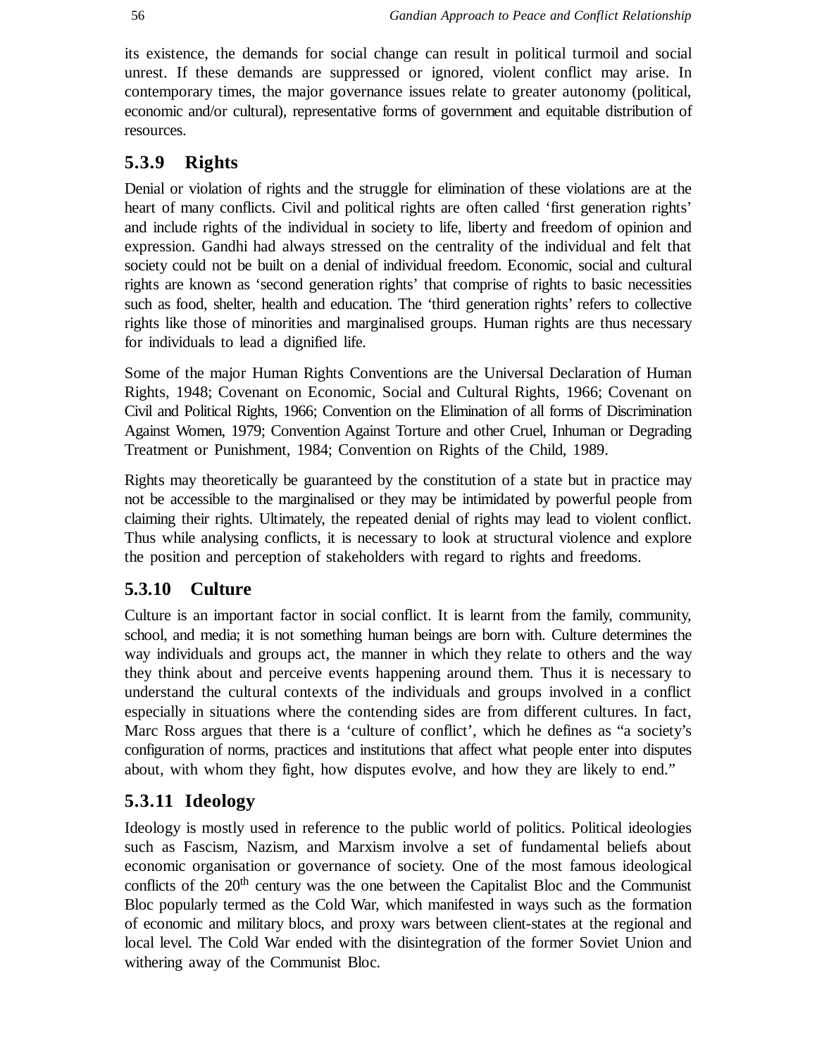its existence, the demands for social change can result in political turmoil and social unrest. If these demands are suppressed or ignored, violent conflict may arise. In contemporary times, the major governance issues relate to greater autonomy (political, economic and/or cultural), representative forms of government and equitable distribution of resources.

### 5.3.9 Rights

Denial or violation of rights and the struggle for elimination of these violations are at the heart of many conflicts. Civil and political rights are often called 'first generation rights' and include rights of the individual in society to life, liberty and freedom of opinion and expression. Gandhi had always stressed on the centrality of the individual and felt that society could not be built on a denial of individual freedom. Economic, social and cultural rights are known as 'second generation rights' that comprise of rights to basic necessities such as food, shelter, health and education. The 'third generation rights' refers to collective rights like those of minorities and marginalised groups. Human rights are thus necessary for individuals to lead a dignified life.

Some of the major Human Rights Conventions are the Universal Declaration of Human Rights, 1948; Covenant on Economic, Social and Cultural Rights, 1966; Covenant on Civil and Political Rights, 1966; Convention on the Elimination of all forms of Discrimination Against Women, 1979; Convention Against Torture and other Cruel, Inhuman or Degrading Treatment or Punishment, 1984; Convention on Rights of the Child, 1989.

Rights may theoretically be guaranteed by the constitution of a state but in practice may not be accessible to the marginalised or they may be intimidated by powerful people from claiming their rights. Ultimately, the repeated denial of rights may lead to violent conflict. Thus while analysing conflicts, it is necessary to look at structural violence and explore the position and perception of stakeholders with regard to rights and freedoms.

### 5.3.10 Culture

Culture is an important factor in social conflict. It is learnt from the family, community, school, and media; it is not something human beings are born with. Culture determines the way individuals and groups act, the manner in which they relate to others and the way they think about and perceive events happening around them. Thus it is necessary to understand the cultural contexts of the individuals and groups involved in a conflict especially in situations where the contending sides are from different cultures. In fact, Marc Ross argues that there is a 'culture of conflict', which he defines as "a society's configuration of norms, practices and institutions that affect what people enter into disputes about, with whom they fight, how disputes evolve, and how they are likely to end."

### 5.3.11 Ideology

Ideology is mostly used in reference to the public world of politics. Political ideologies such as Fascism, Nazism, and Marxism involve a set of fundamental beliefs about economic organisation or governance of society. One of the most famous ideological conflicts of the 20th century was the one between the Capitalist Bloc and the Communist Bloc popularly termed as the Cold War, which manifested in ways such as the formation of economic and military blocs, and proxy wars between client-states at the regional and local level. The Cold War ended with the disintegration of the former Soviet Union and withering away of the Communist Bloc.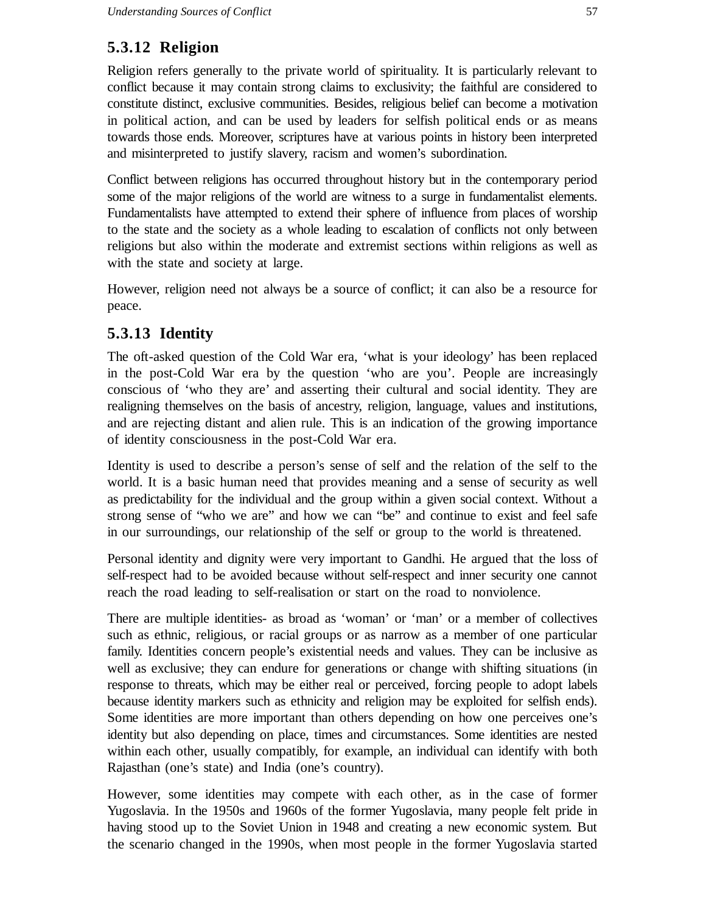### 5.3.12 Religion

Religion refers generally to the private world of spirituality. It is particularly relevant to conflict because it may contain strong claims to exclusivity; the faithful are considered to constitute distinct, exclusive communities. Besides, religious belief can become a motivation in political action, and can be used by leaders for selfish political ends or as means towards those ends. Moreover, scriptures have at various points in history been interpreted and misinterpreted to justify slavery, racism and women's subordination.

Conflict between religions has occurred throughout history but in the contemporary period some of the major religions of the world are witness to a surge in fundamentalist elements. Fundamentalists have attempted to extend their sphere of influence from places of worship to the state and the society as a whole leading to escalation of conflicts not only between religions but also within the moderate and extremist sections within religions as well as with the state and society at large.

However, religion need not always be a source of conflict; it can also be a resource for peace.

### 5.3.13 Identity

The oft-asked question of the Cold War era, 'what is your ideology' has been replaced in the post-Cold War era by the question 'who are you'. People are increasingly conscious of 'who they are' and asserting their cultural and social identity. They are realigning themselves on the basis of ancestry, religion, language, values and institutions, and are rejecting distant and alien rule. This is an indication of the growing importance of identity consciousness in the post-Cold War era.

Identity is used to describe a person's sense of self and the relation of the self to the world. It is a basic human need that provides meaning and a sense of security as well as predictability for the individual and the group within a given social context. Without a strong sense of "who we are" and how we can "be" and continue to exist and feel safe in our surroundings, our relationship of the self or group to the world is threatened.

Personal identity and dignity were very important to Gandhi. He argued that the loss of self-respect had to be avoided because without self-respect and inner security one cannot reach the road leading to self-realisation or start on the road to nonviolence.

There are multiple identities- as broad as 'woman' or 'man' or a member of collectives such as ethnic, religious, or racial groups or as narrow as a member of one particular family. Identities concern people's existential needs and values. They can be inclusive as well as exclusive; they can endure for generations or change with shifting situations (in response to threats, which may be either real or perceived, forcing people to adopt labels because identity markers such as ethnicity and religion may be exploited for selfish ends). Some identities are more important than others depending on how one perceives one's identity but also depending on place, times and circumstances. Some identities are nested within each other, usually compatibly, for example, an individual can identify with both Rajasthan (one's state) and India (one's country).

However, some identities may compete with each other, as in the case of former Yugoslavia. In the 1950s and 1960s of the former Yugoslavia, many people felt pride in having stood up to the Soviet Union in 1948 and creating a new economic system. But the scenario changed in the 1990s, when most people in the former Yugoslavia started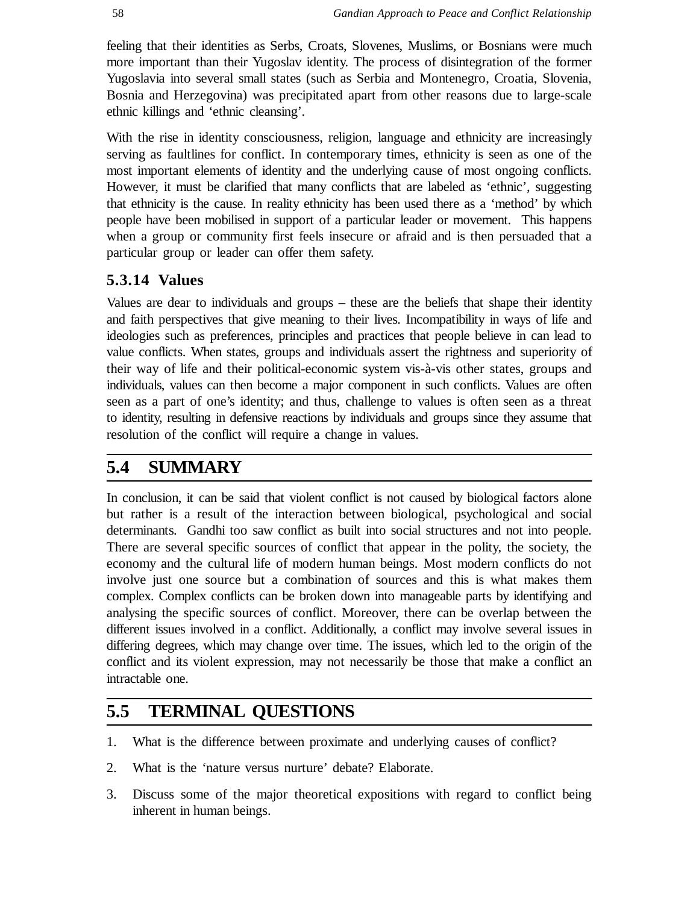feeling that their identities as Serbs, Croats, Slovenes, Muslims, or Bosnians were much more important than their Yugoslav identity. The process of disintegration of the former Yugoslavia into several small states (such as Serbia and Montenegro, Croatia, Slovenia, Bosnia and Herzegovina) was precipitated apart from other reasons due to large-scale ethnic killings and 'ethnic cleansing'.

With the rise in identity consciousness, religion, language and ethnicity are increasingly serving as faultlines for conflict. In contemporary times, ethnicity is seen as one of the most important elements of identity and the underlying cause of most ongoing conflicts. However, it must be clarified that many conflicts that are labeled as 'ethnic', suggesting that ethnicity is the cause. In reality ethnicity has been used there as a 'method' by which people have been mobilised in support of a particular leader or movement. This happens when a group or community first feels insecure or afraid and is then persuaded that a particular group or leader can offer them safety.

### 5.3.14 Values

Values are dear to individuals and groups – these are the beliefs that shape their identity and faith perspectives that give meaning to their lives. Incompatibility in ways of life and ideologies such as preferences, principles and practices that people believe in can lead to value conflicts. When states, groups and individuals assert the rightness and superiority of their way of life and their political-economic system vis-à-vis other states, groups and individuals, values can then become a major component in such conflicts. Values are often seen as a part of one's identity; and thus, challenge to values is often seen as a threat to identity, resulting in defensive reactions by individuals and groups since they assume that resolution of the conflict will require a change in values.

## 5.4 SUMMARY

In conclusion, it can be said that violent conflict is not caused by biological factors alone but rather is a result of the interaction between biological, psychological and social determinants. Gandhi too saw conflict as built into social structures and not into people. There are several specific sources of conflict that appear in the polity, the society, the economy and the cultural life of modern human beings. Most modern conflicts do not involve just one source but a combination of sources and this is what makes them complex. Complex conflicts can be broken down into manageable parts by identifying and analysing the specific sources of conflict. Moreover, there can be overlap between the different issues involved in a conflict. Additionally, a conflict may involve several issues in differing degrees, which may change over time. The issues, which led to the origin of the conflict and its violent expression, may not necessarily be those that make a conflict an intractable one.

## 5.5 TERMINAL QUESTIONS

1. What is the difference between proximate and underlying causes of conflict?
2. What is the 'nature versus nurture' debate? Elaborate.
3. Discuss some of the major theoretical expositions with regard to conflict being inherent in human beings.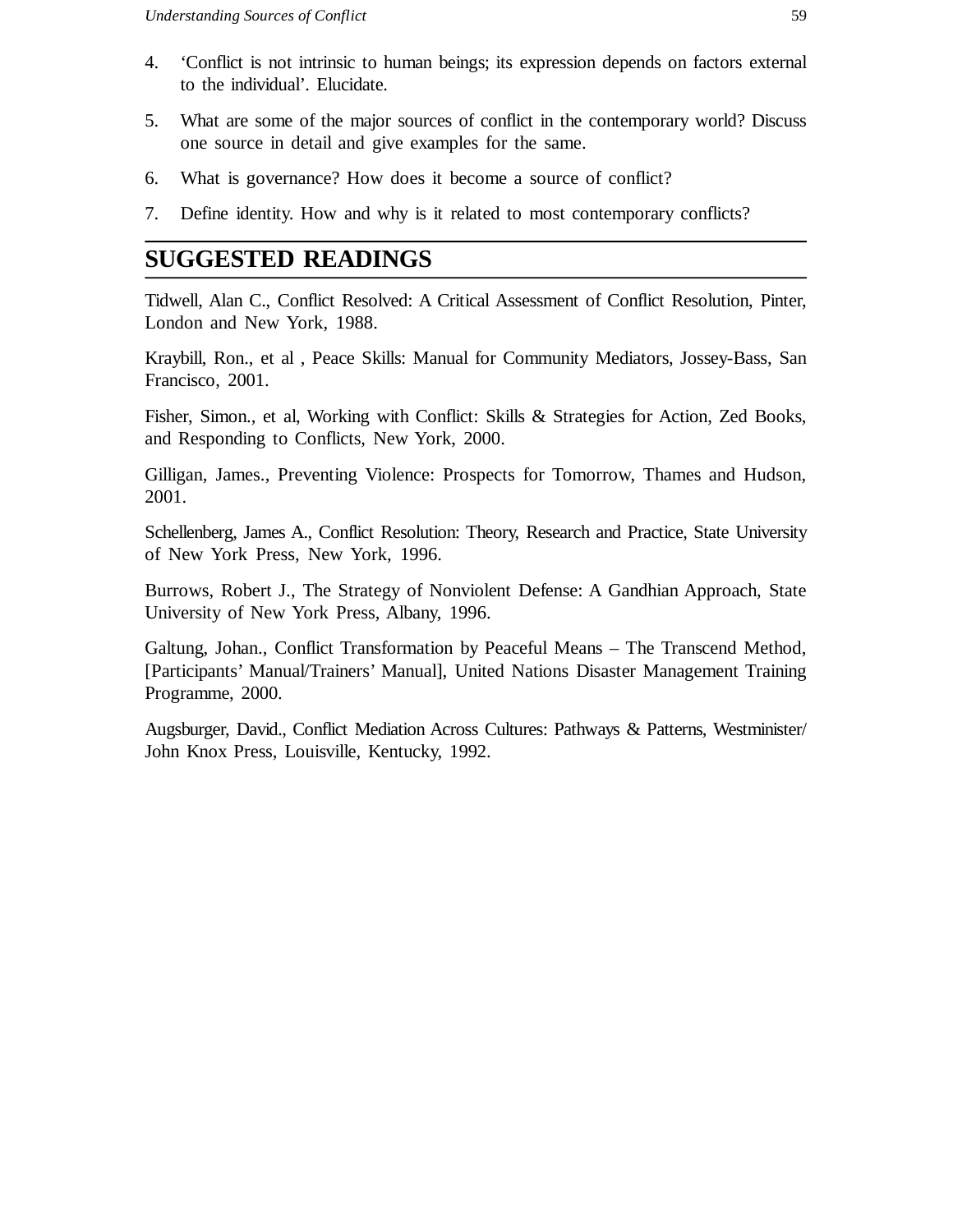4. ‘Conflict is not intrinsic to human beings; its expression depends on factors external to the individual’. Elucidate.

5. What are some of the major sources of conflict in the contemporary world? Discuss one source in detail and give examples for the same.

6. What is governance? How does it become a source of conflict?

7. Define identity. How and why is it related to most contemporary conflicts?

## SUGGESTED READINGS

Tidwell, Alan C., Conflict Resolved: A Critical Assessment of Conflict Resolution, Pinter, London and New York, 1988.

Kraybill, Ron., et al , Peace Skills: Manual for Community Mediators, Jossey-Bass, San Francisco, 2001.

Fisher, Simon., et al, Working with Conflict: Skills & Strategies for Action, Zed Books, and Responding to Conflicts, New York, 2000.

Gilligan, James., Preventing Violence: Prospects for Tomorrow, Thames and Hudson, 2001.

Schellenberg, James A., Conflict Resolution: Theory, Research and Practice, State University of New York Press, New York, 1996.

Burrows, Robert J., The Strategy of Nonviolent Defense: A Gandhian Approach, State University of New York Press, Albany, 1996.

Galtung, Johan., Conflict Transformation by Peaceful Means – The Transcend Method, [Participants’ Manual/Trainers’ Manual], United Nations Disaster Management Training Programme, 2000.

Augsburger, David., Conflict Mediation Across Cultures: Pathways & Patterns, Westminister/ John Knox Press, Louisville, Kentucky, 1992.